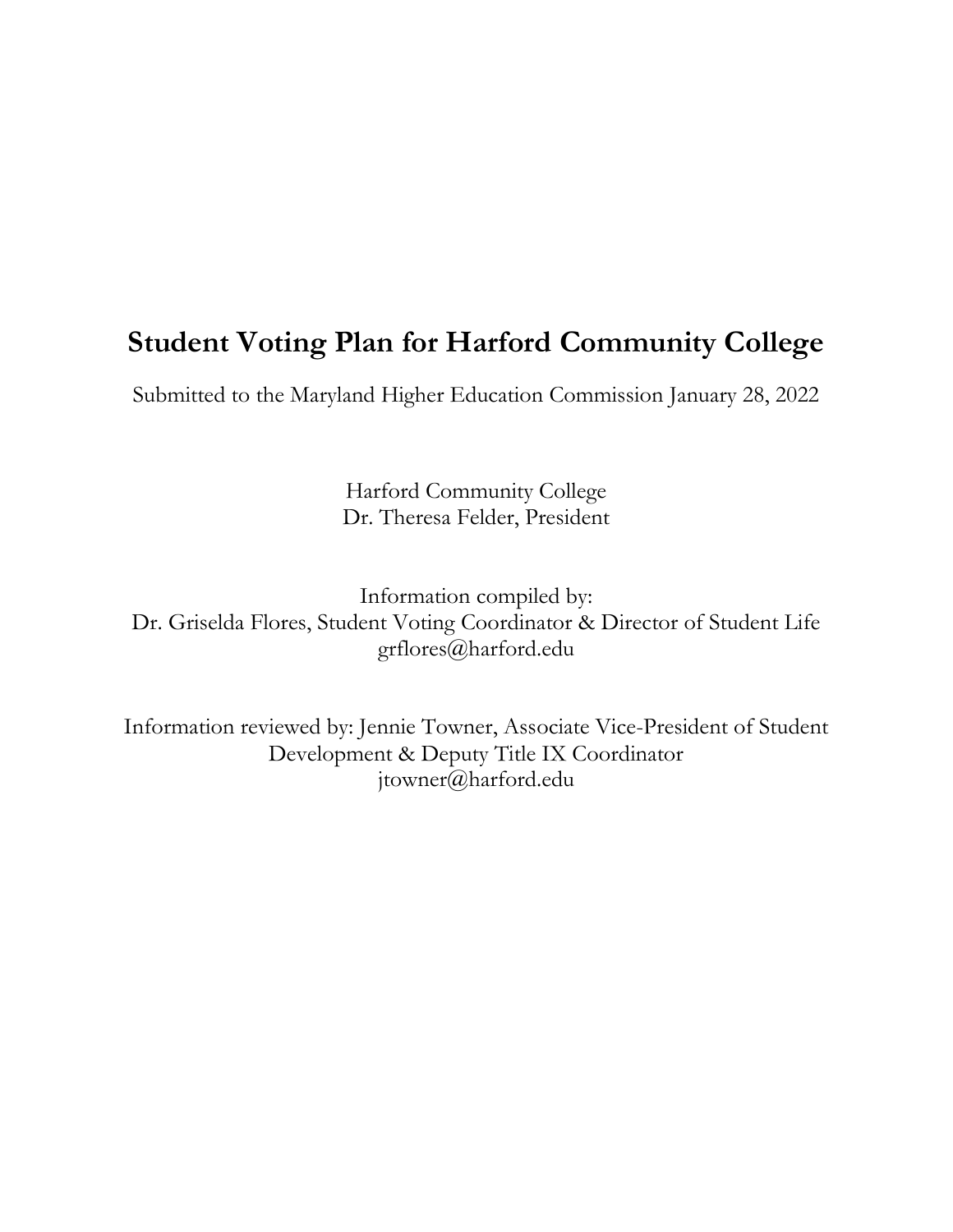# Student Voting Plan for Harford Community College

Submitted to the Maryland Higher Education Commission January 28, 2022

Harford Community College
Dr. Theresa Felder, President

Information compiled by:
Dr. Griselda Flores, Student Voting Coordinator & Director of Student Life
grflores@harford.edu

Information reviewed by: Jennie Towner, Associate Vice-President of Student Development & Deputy Title IX Coordinator
jtowner@harford.edu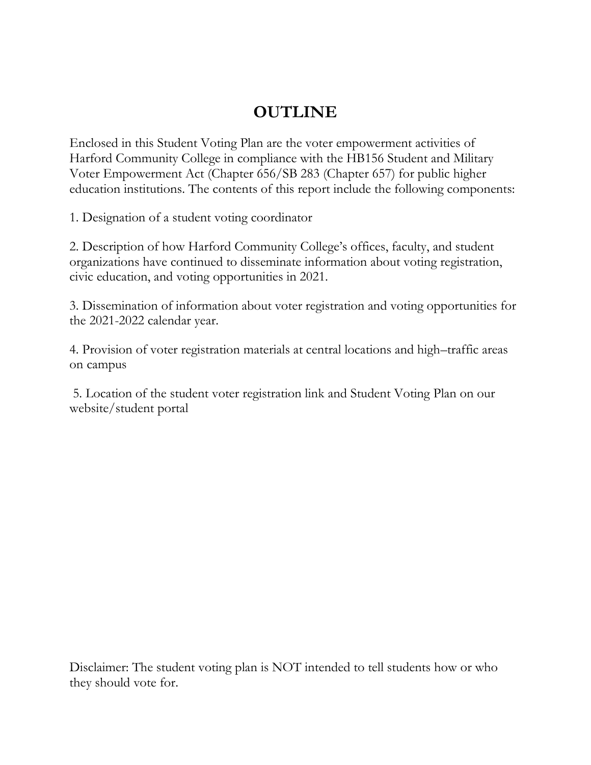# OUTLINE

Enclosed in this Student Voting Plan are the voter empowerment activities of Harford Community College in compliance with the HB156 Student and Military Voter Empowerment Act (Chapter 656/SB 283 (Chapter 657) for public higher education institutions. The contents of this report include the following components:

1. Designation of a student voting coordinator

2. Description of how Harford Community College's offices, faculty, and student organizations have continued to disseminate information about voting registration, civic education, and voting opportunities in 2021.

3. Dissemination of information about voter registration and voting opportunities for the 2021-2022 calendar year.

4. Provision of voter registration materials at central locations and high–traffic areas on campus

5. Location of the student voter registration link and Student Voting Plan on our website/student portal

Disclaimer: The student voting plan is NOT intended to tell students how or who they should vote for.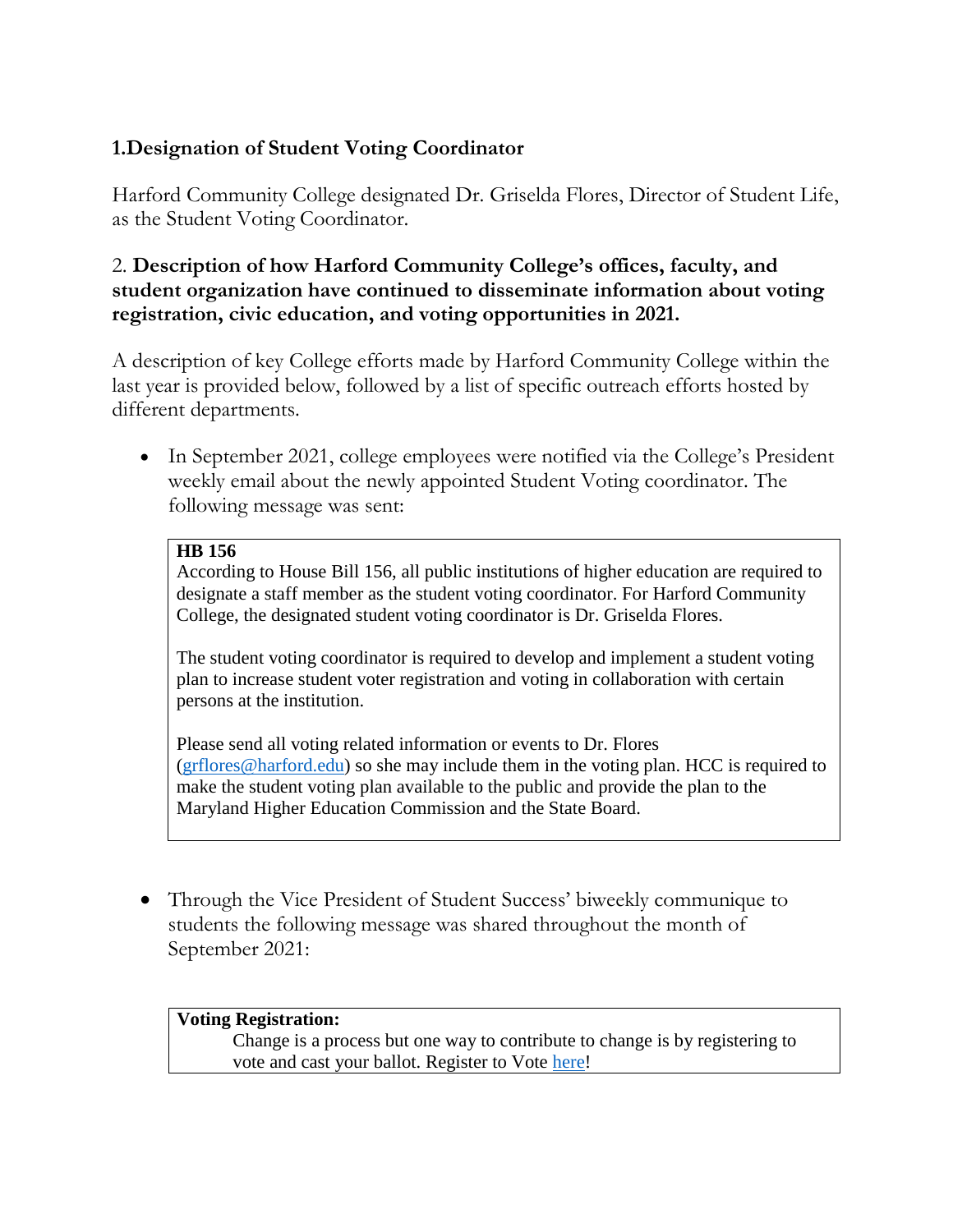**1.Designation of Student Voting Coordinator**

Harford Community College designated Dr. Griselda Flores, Director of Student Life, as the Student Voting Coordinator.

2. **Description of how Harford Community College's offices, faculty, and student organization have continued to disseminate information about voting registration, civic education, and voting opportunities in 2021.**

A description of key College efforts made by Harford Community College within the last year is provided below, followed by a list of specific outreach efforts hosted by different departments.

- In September 2021, college employees were notified via the College's President weekly email about the newly appointed Student Voting coordinator. The following message was sent:

> **HB 156**
> According to House Bill 156, all public institutions of higher education are required to designate a staff member as the student voting coordinator. For Harford Community College, the designated student voting coordinator is Dr. Griselda Flores.
>
> The student voting coordinator is required to develop and implement a student voting plan to increase student voter registration and voting in collaboration with certain persons at the institution.
>
> Please send all voting related information or events to Dr. Flores (grflores@harford.edu) so she may include them in the voting plan. HCC is required to make the student voting plan available to the public and provide the plan to the Maryland Higher Education Commission and the State Board.

- Through the Vice President of Student Success' biweekly communique to students the following message was shared throughout the month of September 2021:

> **Voting Registration:**
> Change is a process but one way to contribute to change is by registering to vote and cast your ballot. Register to Vote here!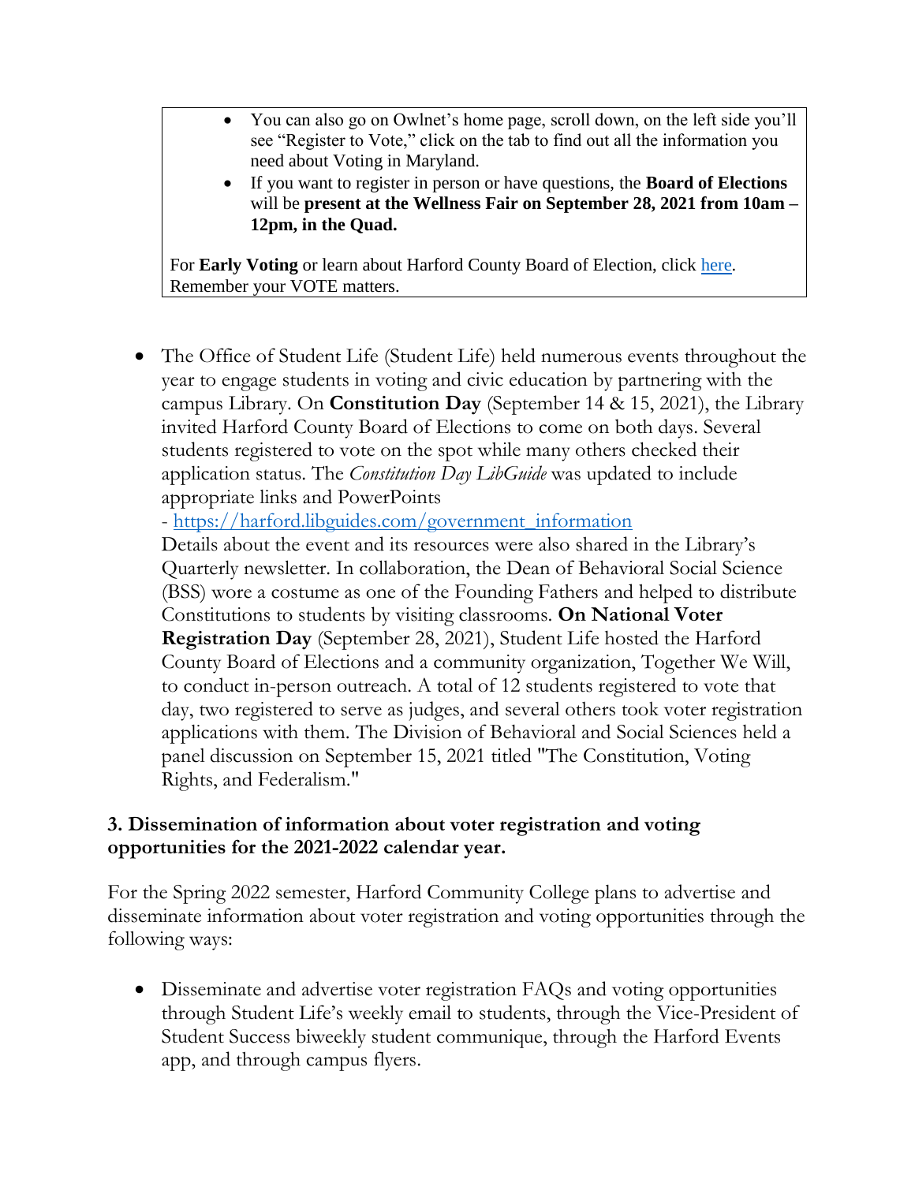- You can also go on Owlnet's home page, scroll down, on the left side you'll see "Register to Vote," click on the tab to find out all the information you need about Voting in Maryland.
- If you want to register in person or have questions, the **Board of Elections** will be **present at the Wellness Fair on September 28, 2021 from 10am – 12pm, in the Quad.**

For **Early Voting** or learn about Harford County Board of Election, click [here](). Remember your VOTE matters.

- The Office of Student Life (Student Life) held numerous events throughout the year to engage students in voting and civic education by partnering with the campus Library. On **Constitution Day** (September 14 & 15, 2021), the Library invited Harford County Board of Elections to come on both days. Several students registered to vote on the spot while many others checked their application status. The *Constitution Day LibGuide* was updated to include appropriate links and PowerPoints - [https://harford.libguides.com/government_information](https://harford.libguides.com/government_information)
  Details about the event and its resources were also shared in the Library's Quarterly newsletter. In collaboration, the Dean of Behavioral Social Science (BSS) wore a costume as one of the Founding Fathers and helped to distribute Constitutions to students by visiting classrooms. **On National Voter Registration Day** (September 28, 2021), Student Life hosted the Harford County Board of Elections and a community organization, Together We Will, to conduct in-person outreach. A total of 12 students registered to vote that day, two registered to serve as judges, and several others took voter registration applications with them. The Division of Behavioral and Social Sciences held a panel discussion on September 15, 2021 titled "The Constitution, Voting Rights, and Federalism."

### 3. Dissemination of information about voter registration and voting opportunities for the 2021-2022 calendar year.

For the Spring 2022 semester, Harford Community College plans to advertise and disseminate information about voter registration and voting opportunities through the following ways:

- Disseminate and advertise voter registration FAQs and voting opportunities through Student Life's weekly email to students, through the Vice-President of Student Success biweekly student communique, through the Harford Events app, and through campus flyers.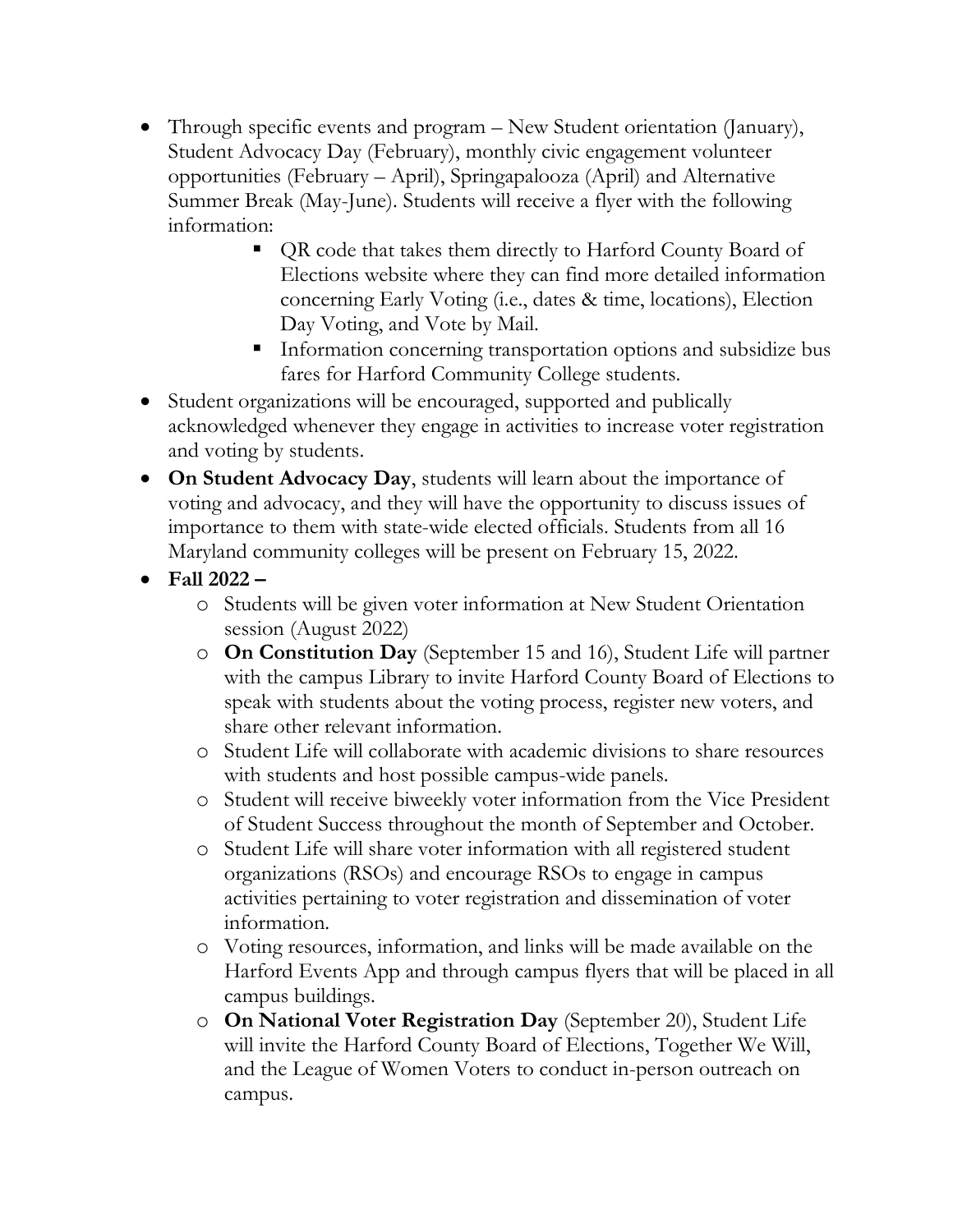- Through specific events and program – New Student orientation (January), Student Advocacy Day (February), monthly civic engagement volunteer opportunities (February – April), Springapalooza (April) and Alternative Summer Break (May-June). Students will receive a flyer with the following information:
    - QR code that takes them directly to Harford County Board of Elections website where they can find more detailed information concerning Early Voting (i.e., dates & time, locations), Election Day Voting, and Vote by Mail.
    - Information concerning transportation options and subsidize bus fares for Harford Community College students.
- Student organizations will be encouraged, supported and publically acknowledged whenever they engage in activities to increase voter registration and voting by students.
- **On Student Advocacy Day**, students will learn about the importance of voting and advocacy, and they will have the opportunity to discuss issues of importance to them with state-wide elected officials. Students from all 16 Maryland community colleges will be present on February 15, 2022.
- **Fall 2022 –**
    - Students will be given voter information at New Student Orientation session (August 2022)
    - **On Constitution Day** (September 15 and 16), Student Life will partner with the campus Library to invite Harford County Board of Elections to speak with students about the voting process, register new voters, and share other relevant information.
    - Student Life will collaborate with academic divisions to share resources with students and host possible campus-wide panels.
    - Student will receive biweekly voter information from the Vice President of Student Success throughout the month of September and October.
    - Student Life will share voter information with all registered student organizations (RSOs) and encourage RSOs to engage in campus activities pertaining to voter registration and dissemination of voter information.
    - Voting resources, information, and links will be made available on the Harford Events App and through campus flyers that will be placed in all campus buildings.
    - **On National Voter Registration Day** (September 20), Student Life will invite the Harford County Board of Elections, Together We Will, and the League of Women Voters to conduct in-person outreach on campus.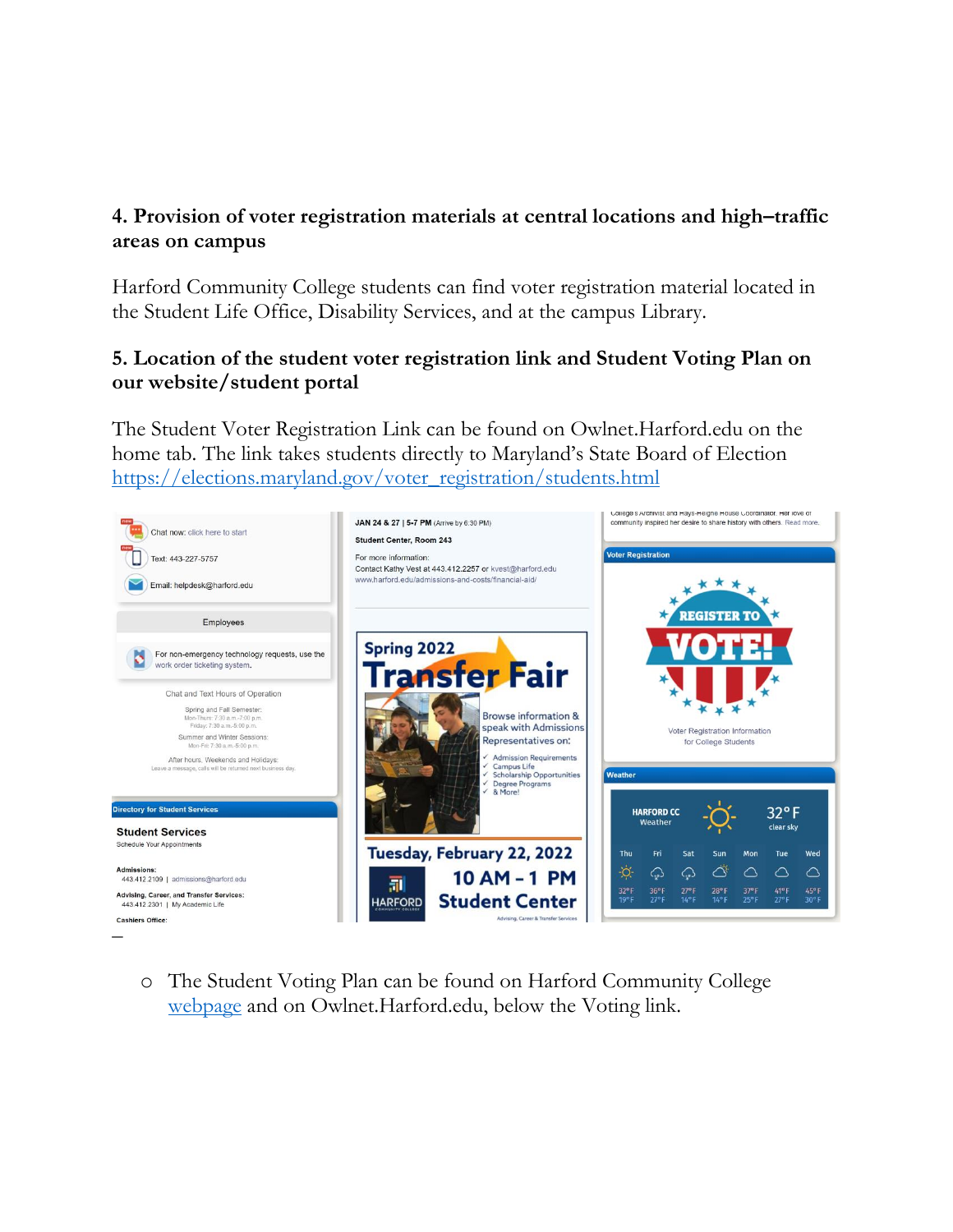### 4. Provision of voter registration materials at central locations and high–traffic areas on campus

Harford Community College students can find voter registration material located in the Student Life Office, Disability Services, and at the campus Library.

### 5. Location of the student voter registration link and Student Voting Plan on our website/student portal

The Student Voter Registration Link can be found on Owlnet.Harford.edu on the home tab. The link takes students directly to Maryland's State Board of Election [https://elections.maryland.gov/voter_registration/students.html](https://elections.maryland.gov/voter_registration/students.html)

- The Student Voting Plan can be found on Harford Community College webpage and on Owlnet.Harford.edu, below the Voting link.